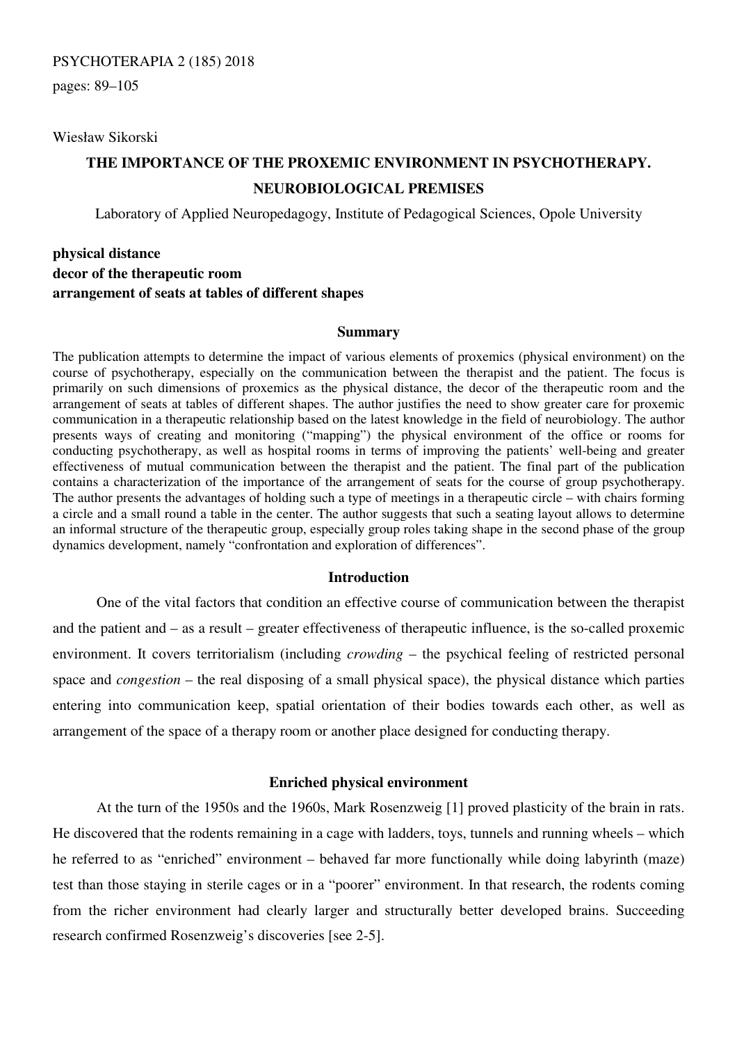Wiesław Sikorski

# THE IMPORTANCE OF THE PROXEMIC ENVIRONMENT IN PSYCHOTHERAPY. NEUROBIOLOGICAL PREMISES

Laboratory of Applied Neuropedagogy, Institute of Pedagogical Sciences, Opole University

**physical distance**
**decor of the therapeutic room**
**arrangement of seats at tables of different shapes**

## Summary

The publication attempts to determine the impact of various elements of proxemics (physical environment) on the course of psychotherapy, especially on the communication between the therapist and the patient. The focus is primarily on such dimensions of proxemics as the physical distance, the decor of the therapeutic room and the arrangement of seats at tables of different shapes. The author justifies the need to show greater care for proxemic communication in a therapeutic relationship based on the latest knowledge in the field of neurobiology. The author presents ways of creating and monitoring ("mapping") the physical environment of the office or rooms for conducting psychotherapy, as well as hospital rooms in terms of improving the patients' well-being and greater effectiveness of mutual communication between the therapist and the patient. The final part of the publication contains a characterization of the importance of the arrangement of seats for the course of group psychotherapy. The author presents the advantages of holding such a type of meetings in a therapeutic circle – with chairs forming a circle and a small round a table in the center. The author suggests that such a seating layout allows to determine an informal structure of the therapeutic group, especially group roles taking shape in the second phase of the group dynamics development, namely "confrontation and exploration of differences".

## Introduction

One of the vital factors that condition an effective course of communication between the therapist and the patient and – as a result – greater effectiveness of therapeutic influence, is the so-called proxemic environment. It covers territorialism (including *crowding* – the psychical feeling of restricted personal space and *congestion* – the real disposing of a small physical space), the physical distance which parties entering into communication keep, spatial orientation of their bodies towards each other, as well as arrangement of the space of a therapy room or another place designed for conducting therapy.

## Enriched physical environment

At the turn of the 1950s and the 1960s, Mark Rosenzweig [1] proved plasticity of the brain in rats. He discovered that the rodents remaining in a cage with ladders, toys, tunnels and running wheels – which he referred to as "enriched" environment – behaved far more functionally while doing labyrinth (maze) test than those staying in sterile cages or in a "poorer" environment. In that research, the rodents coming from the richer environment had clearly larger and structurally better developed brains. Succeeding research confirmed Rosenzweig's discoveries [see 2-5].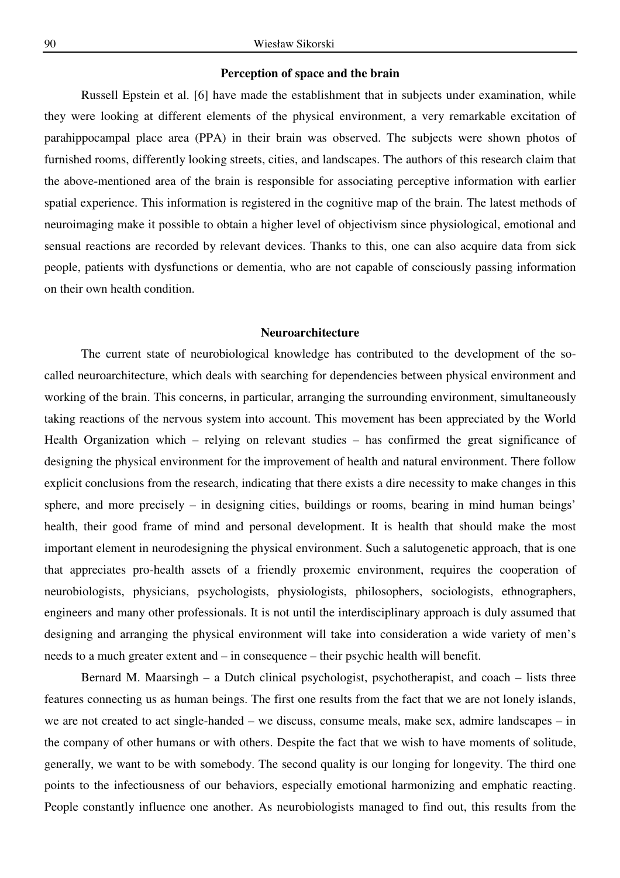## Perception of space and the brain

Russell Epstein et al. [6] have made the establishment that in subjects under examination, while they were looking at different elements of the physical environment, a very remarkable excitation of parahippocampal place area (PPA) in their brain was observed. The subjects were shown photos of furnished rooms, differently looking streets, cities, and landscapes. The authors of this research claim that the above-mentioned area of the brain is responsible for associating perceptive information with earlier spatial experience. This information is registered in the cognitive map of the brain. The latest methods of neuroimaging make it possible to obtain a higher level of objectivism since physiological, emotional and sensual reactions are recorded by relevant devices. Thanks to this, one can also acquire data from sick people, patients with dysfunctions or dementia, who are not capable of consciously passing information on their own health condition.

## Neuroarchitecture

The current state of neurobiological knowledge has contributed to the development of the so-called neuroarchitecture, which deals with searching for dependencies between physical environment and working of the brain. This concerns, in particular, arranging the surrounding environment, simultaneously taking reactions of the nervous system into account. This movement has been appreciated by the World Health Organization which – relying on relevant studies – has confirmed the great significance of designing the physical environment for the improvement of health and natural environment. There follow explicit conclusions from the research, indicating that there exists a dire necessity to make changes in this sphere, and more precisely – in designing cities, buildings or rooms, bearing in mind human beings' health, their good frame of mind and personal development. It is health that should make the most important element in neurodesigning the physical environment. Such a salutogenetic approach, that is one that appreciates pro-health assets of a friendly proxemic environment, requires the cooperation of neurobiologists, physicians, psychologists, physiologists, philosophers, sociologists, ethnographers, engineers and many other professionals. It is not until the interdisciplinary approach is duly assumed that designing and arranging the physical environment will take into consideration a wide variety of men's needs to a much greater extent and – in consequence – their psychic health will benefit.

Bernard M. Maarsingh – a Dutch clinical psychologist, psychotherapist, and coach – lists three features connecting us as human beings. The first one results from the fact that we are not lonely islands, we are not created to act single-handed – we discuss, consume meals, make sex, admire landscapes – in the company of other humans or with others. Despite the fact that we wish to have moments of solitude, generally, we want to be with somebody. The second quality is our longing for longevity. The third one points to the infectiousness of our behaviors, especially emotional harmonizing and emphatic reacting. People constantly influence one another. As neurobiologists managed to find out, this results from the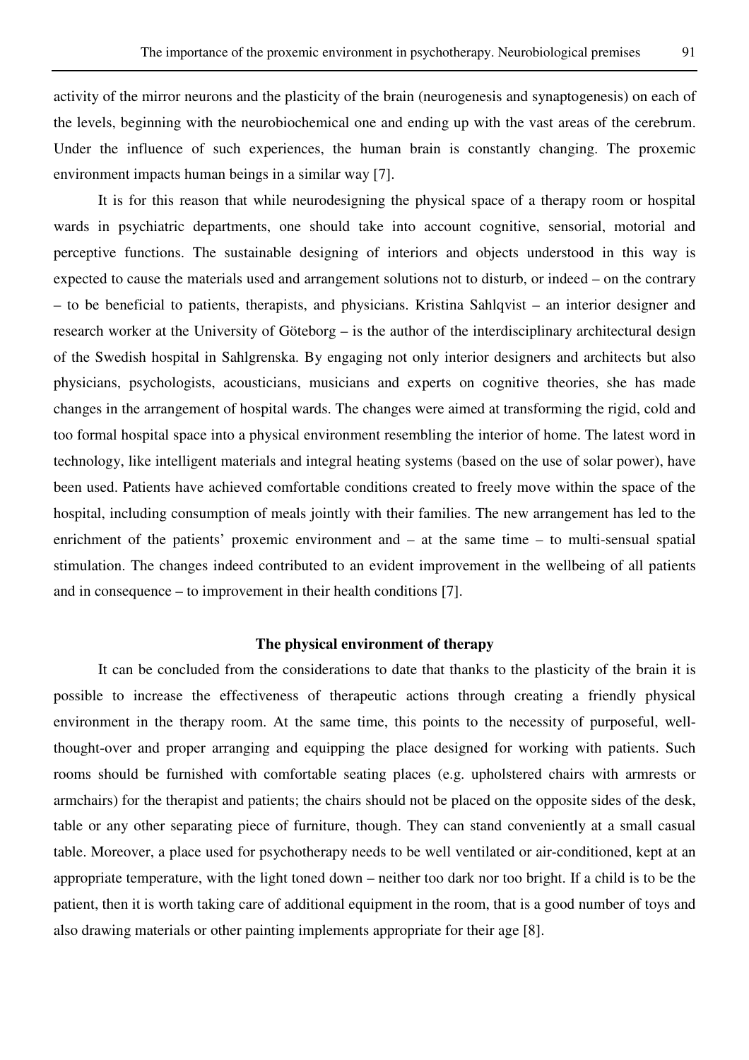activity of the mirror neurons and the plasticity of the brain (neurogenesis and synaptogenesis) on each of the levels, beginning with the neurobiochemical one and ending up with the vast areas of the cerebrum. Under the influence of such experiences, the human brain is constantly changing. The proxemic environment impacts human beings in a similar way [7].

It is for this reason that while neurodesigning the physical space of a therapy room or hospital wards in psychiatric departments, one should take into account cognitive, sensorial, motorial and perceptive functions. The sustainable designing of interiors and objects understood in this way is expected to cause the materials used and arrangement solutions not to disturb, or indeed – on the contrary – to be beneficial to patients, therapists, and physicians. Kristina Sahlqvist – an interior designer and research worker at the University of Göteborg – is the author of the interdisciplinary architectural design of the Swedish hospital in Sahlgrenska. By engaging not only interior designers and architects but also physicians, psychologists, acousticians, musicians and experts on cognitive theories, she has made changes in the arrangement of hospital wards. The changes were aimed at transforming the rigid, cold and too formal hospital space into a physical environment resembling the interior of home. The latest word in technology, like intelligent materials and integral heating systems (based on the use of solar power), have been used. Patients have achieved comfortable conditions created to freely move within the space of the hospital, including consumption of meals jointly with their families. The new arrangement has led to the enrichment of the patients' proxemic environment and – at the same time – to multi-sensual spatial stimulation. The changes indeed contributed to an evident improvement in the wellbeing of all patients and in consequence – to improvement in their health conditions [7].

## The physical environment of therapy

It can be concluded from the considerations to date that thanks to the plasticity of the brain it is possible to increase the effectiveness of therapeutic actions through creating a friendly physical environment in the therapy room. At the same time, this points to the necessity of purposeful, well-thought-over and proper arranging and equipping the place designed for working with patients. Such rooms should be furnished with comfortable seating places (e.g. upholstered chairs with armrests or armchairs) for the therapist and patients; the chairs should not be placed on the opposite sides of the desk, table or any other separating piece of furniture, though. They can stand conveniently at a small casual table. Moreover, a place used for psychotherapy needs to be well ventilated or air-conditioned, kept at an appropriate temperature, with the light toned down – neither too dark nor too bright. If a child is to be the patient, then it is worth taking care of additional equipment in the room, that is a good number of toys and also drawing materials or other painting implements appropriate for their age [8].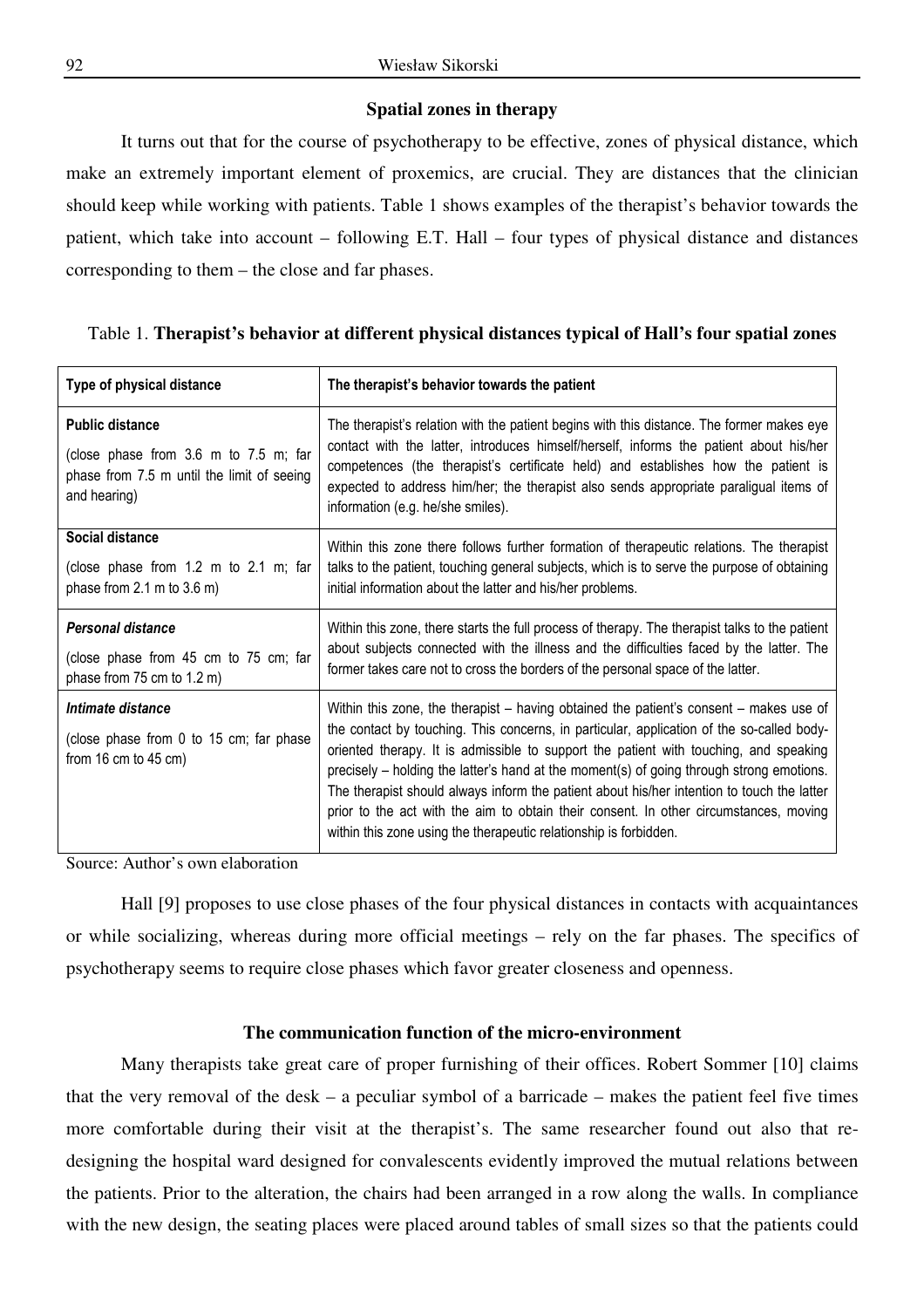## Spatial zones in therapy

It turns out that for the course of psychotherapy to be effective, zones of physical distance, which make an extremely important element of proxemics, are crucial. They are distances that the clinician should keep while working with patients. Table 1 shows examples of the therapist's behavior towards the patient, which take into account – following E.T. Hall – four types of physical distance and distances corresponding to them – the close and far phases.

Table 1. **Therapist's behavior at different physical distances typical of Hall's four spatial zones**

| Type of physical distance | The therapist's behavior towards the patient |
|---|---|
| **Public distance**<br>(close phase from 3.6 m to 7.5 m; far phase from 7.5 m until the limit of seeing and hearing) | The therapist's relation with the patient begins with this distance. The former makes eye contact with the latter, introduces himself/herself, informs the patient about his/her competences (the therapist's certificate held) and establishes how the patient is expected to address him/her; the therapist also sends appropriate paraligual items of information (e.g. he/she smiles). |
| **Social distance**<br>(close phase from 1.2 m to 2.1 m; far phase from 2.1 m to 3.6 m) | Within this zone there follows further formation of therapeutic relations. The therapist talks to the patient, touching general subjects, which is to serve the purpose of obtaining initial information about the latter and his/her problems. |
| ***Personal distance***<br>(close phase from 45 cm to 75 cm; far phase from 75 cm to 1.2 m) | Within this zone, there starts the full process of therapy. The therapist talks to the patient about subjects connected with the illness and the difficulties faced by the latter. The former takes care not to cross the borders of the personal space of the latter. |
| ***Intimate distance***<br>(close phase from 0 to 15 cm; far phase from 16 cm to 45 cm) | Within this zone, the therapist – having obtained the patient's consent – makes use of the contact by touching. This concerns, in particular, application of the so-called body-oriented therapy. It is admissible to support the patient with touching, and speaking precisely – holding the latter's hand at the moment(s) of going through strong emotions. The therapist should always inform the patient about his/her intention to touch the latter prior to the act with the aim to obtain their consent. In other circumstances, moving within this zone using the therapeutic relationship is forbidden. |

Source: Author's own elaboration

Hall [9] proposes to use close phases of the four physical distances in contacts with acquaintances or while socializing, whereas during more official meetings – rely on the far phases. The specifics of psychotherapy seems to require close phases which favor greater closeness and openness.

## The communication function of the micro-environment

Many therapists take great care of proper furnishing of their offices. Robert Sommer [10] claims that the very removal of the desk – a peculiar symbol of a barricade – makes the patient feel five times more comfortable during their visit at the therapist's. The same researcher found out also that re-designing the hospital ward designed for convalescents evidently improved the mutual relations between the patients. Prior to the alteration, the chairs had been arranged in a row along the walls. In compliance with the new design, the seating places were placed around tables of small sizes so that the patients could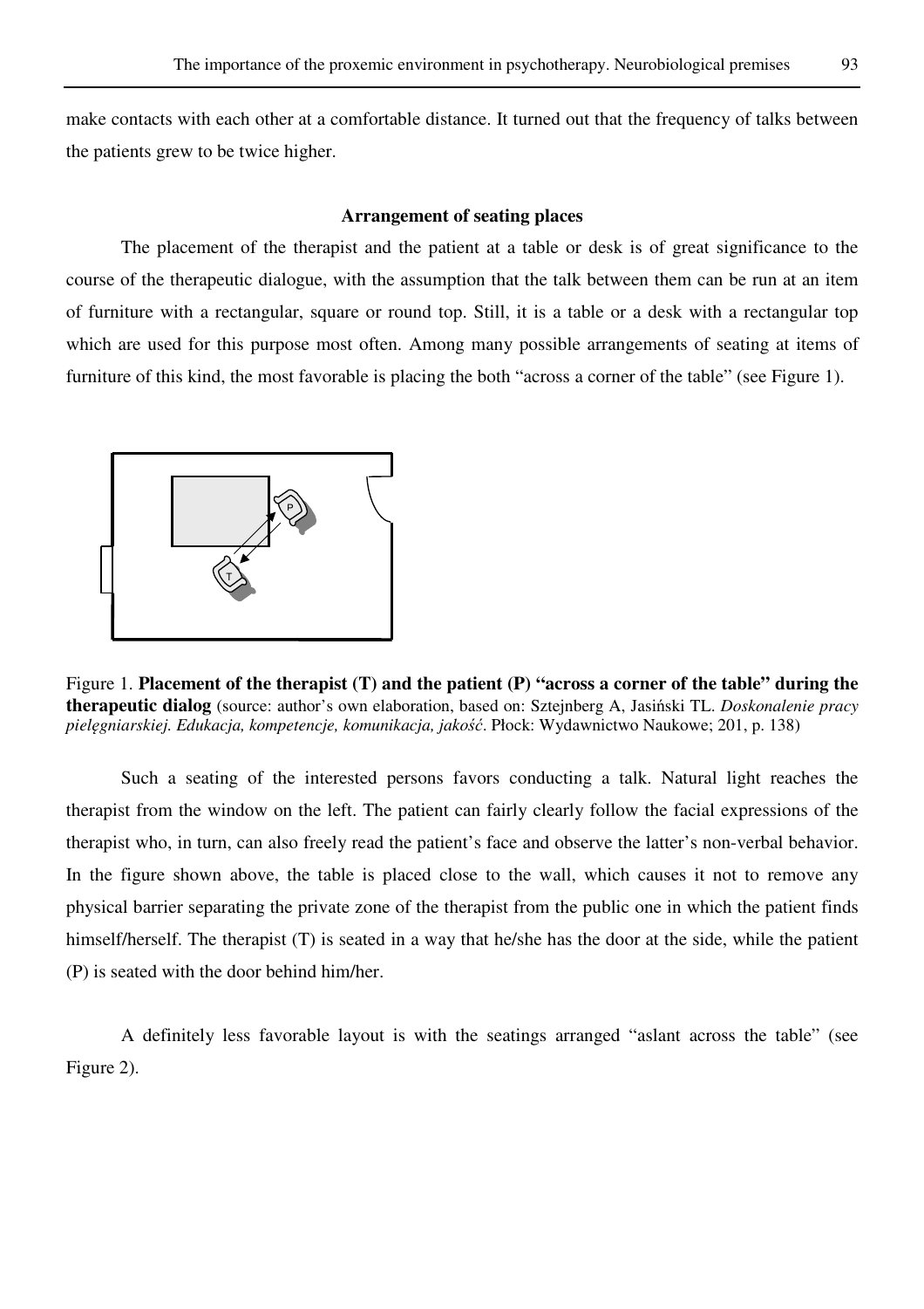make contacts with each other at a comfortable distance. It turned out that the frequency of talks between the patients grew to be twice higher.

### Arrangement of seating places

The placement of the therapist and the patient at a table or desk is of great significance to the course of the therapeutic dialogue, with the assumption that the talk between them can be run at an item of furniture with a rectangular, square or round top. Still, it is a table or a desk with a rectangular top which are used for this purpose most often. Among many possible arrangements of seating at items of furniture of this kind, the most favorable is placing the both "across a corner of the table" (see Figure 1).

Figure 1. **Placement of the therapist (T) and the patient (P) "across a corner of the table" during the therapeutic dialog** (source: author's own elaboration, based on: Sztejnberg A, Jasiński TL. *Doskonalenie pracy pielęgniarskiej. Edukacja, kompetencje, komunikacja, jakość*. Płock: Wydawnictwo Naukowe; 201, p. 138)

Such a seating of the interested persons favors conducting a talk. Natural light reaches the therapist from the window on the left. The patient can fairly clearly follow the facial expressions of the therapist who, in turn, can also freely read the patient's face and observe the latter's non-verbal behavior. In the figure shown above, the table is placed close to the wall, which causes it not to remove any physical barrier separating the private zone of the therapist from the public one in which the patient finds himself/herself. The therapist (T) is seated in a way that he/she has the door at the side, while the patient (P) is seated with the door behind him/her.

A definitely less favorable layout is with the seatings arranged "aslant across the table" (see Figure 2).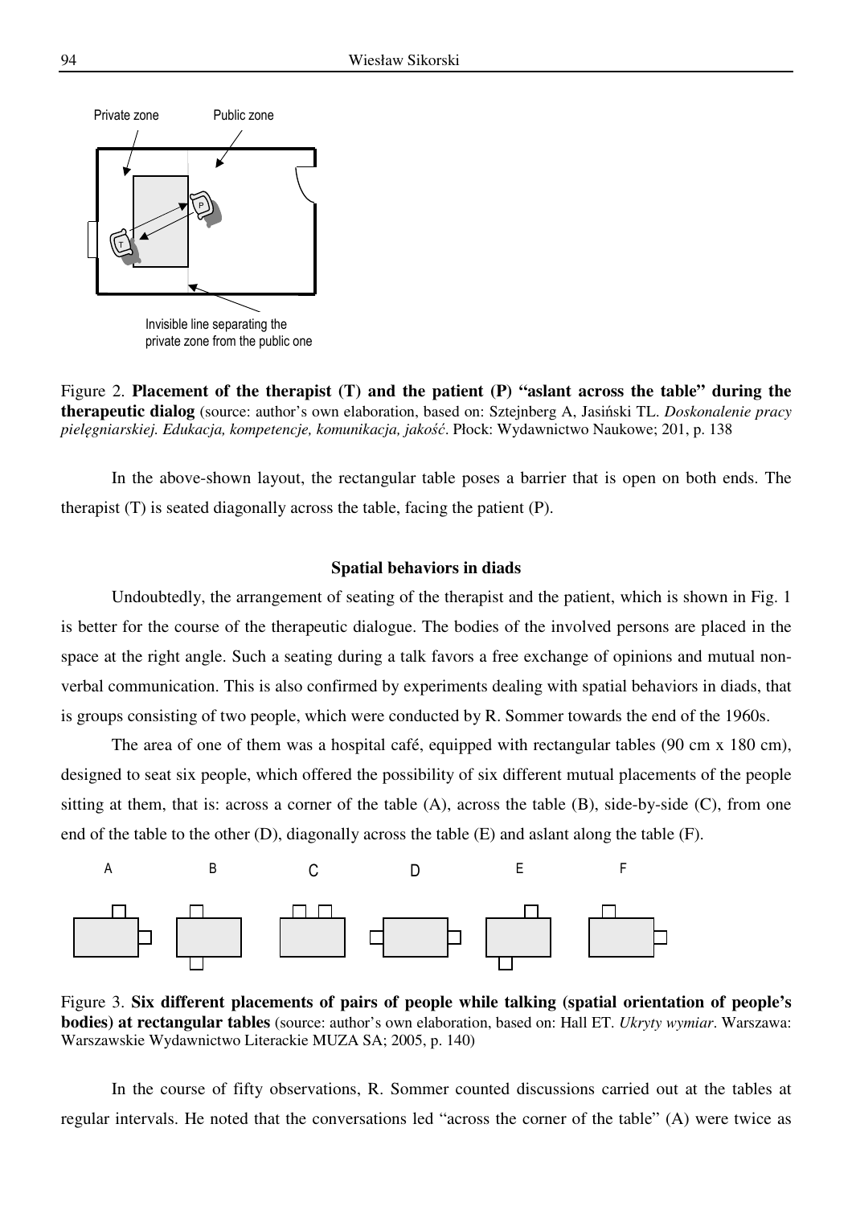Figure 2. **Placement of the therapist (T) and the patient (P) "aslant across the table" during the therapeutic dialog** (source: author's own elaboration, based on: Sztejnberg A, Jasiński TL. *Doskonalenie pracy pielęgniarskiej. Edukacja, kompetencje, komunikacja, jakość*. Płock: Wydawnictwo Naukowe; 201, p. 138

In the above-shown layout, the rectangular table poses a barrier that is open on both ends. The therapist (T) is seated diagonally across the table, facing the patient (P).

### Spatial behaviors in diads

Undoubtedly, the arrangement of seating of the therapist and the patient, which is shown in Fig. 1 is better for the course of the therapeutic dialogue. The bodies of the involved persons are placed in the space at the right angle. Such a seating during a talk favors a free exchange of opinions and mutual non-verbal communication. This is also confirmed by experiments dealing with spatial behaviors in diads, that is groups consisting of two people, which were conducted by R. Sommer towards the end of the 1960s.

The area of one of them was a hospital café, equipped with rectangular tables (90 cm x 180 cm), designed to seat six people, which offered the possibility of six different mutual placements of the people sitting at them, that is: across a corner of the table (A), across the table (B), side-by-side (C), from one end of the table to the other (D), diagonally across the table (E) and aslant along the table (F).

Figure 3. **Six different placements of pairs of people while talking (spatial orientation of people's bodies) at rectangular tables** (source: author's own elaboration, based on: Hall ET. *Ukryty wymiar*. Warszawa: Warszawskie Wydawnictwo Literackie MUZA SA; 2005, p. 140)

In the course of fifty observations, R. Sommer counted discussions carried out at the tables at regular intervals. He noted that the conversations led "across the corner of the table" (A) were twice as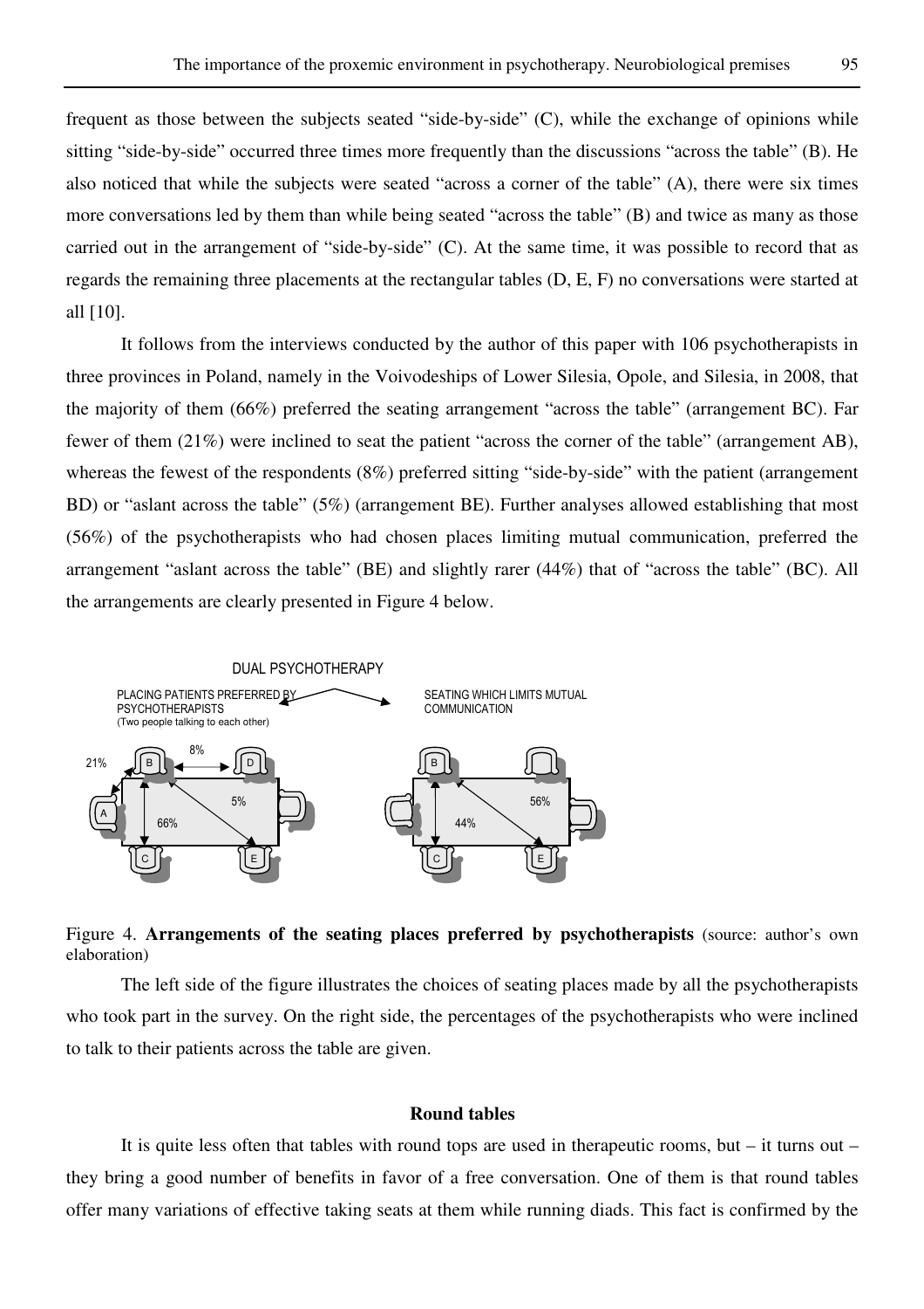frequent as those between the subjects seated "side-by-side" (C), while the exchange of opinions while sitting "side-by-side" occurred three times more frequently than the discussions "across the table" (B). He also noticed that while the subjects were seated "across a corner of the table" (A), there were six times more conversations led by them than while being seated "across the table" (B) and twice as many as those carried out in the arrangement of "side-by-side" (C). At the same time, it was possible to record that as regards the remaining three placements at the rectangular tables (D, E, F) no conversations were started at all [10].

It follows from the interviews conducted by the author of this paper with 106 psychotherapists in three provinces in Poland, namely in the Voivodeships of Lower Silesia, Opole, and Silesia, in 2008, that the majority of them (66%) preferred the seating arrangement "across the table" (arrangement BC). Far fewer of them (21%) were inclined to seat the patient "across the corner of the table" (arrangement AB), whereas the fewest of the respondents (8%) preferred sitting "side-by-side" with the patient (arrangement BD) or "aslant across the table" (5%) (arrangement BE). Further analyses allowed establishing that most (56%) of the psychotherapists who had chosen places limiting mutual communication, preferred the arrangement "aslant across the table" (BE) and slightly rarer (44%) that of "across the table" (BC). All the arrangements are clearly presented in Figure 4 below.

DUAL PSYCHOTHERAPY

PLACING PATIENTS PREFERRED BY PSYCHOTHERAPISTS (Two people talking to each other)

SEATING WHICH LIMITS MUTUAL COMMUNICATION

Figure 4. **Arrangements of the seating places preferred by psychotherapists** (source: author's own elaboration)

The left side of the figure illustrates the choices of seating places made by all the psychotherapists who took part in the survey. On the right side, the percentages of the psychotherapists who were inclined to talk to their patients across the table are given.

## Round tables

It is quite less often that tables with round tops are used in therapeutic rooms, but – it turns out – they bring a good number of benefits in favor of a free conversation. One of them is that round tables offer many variations of effective taking seats at them while running diads. This fact is confirmed by the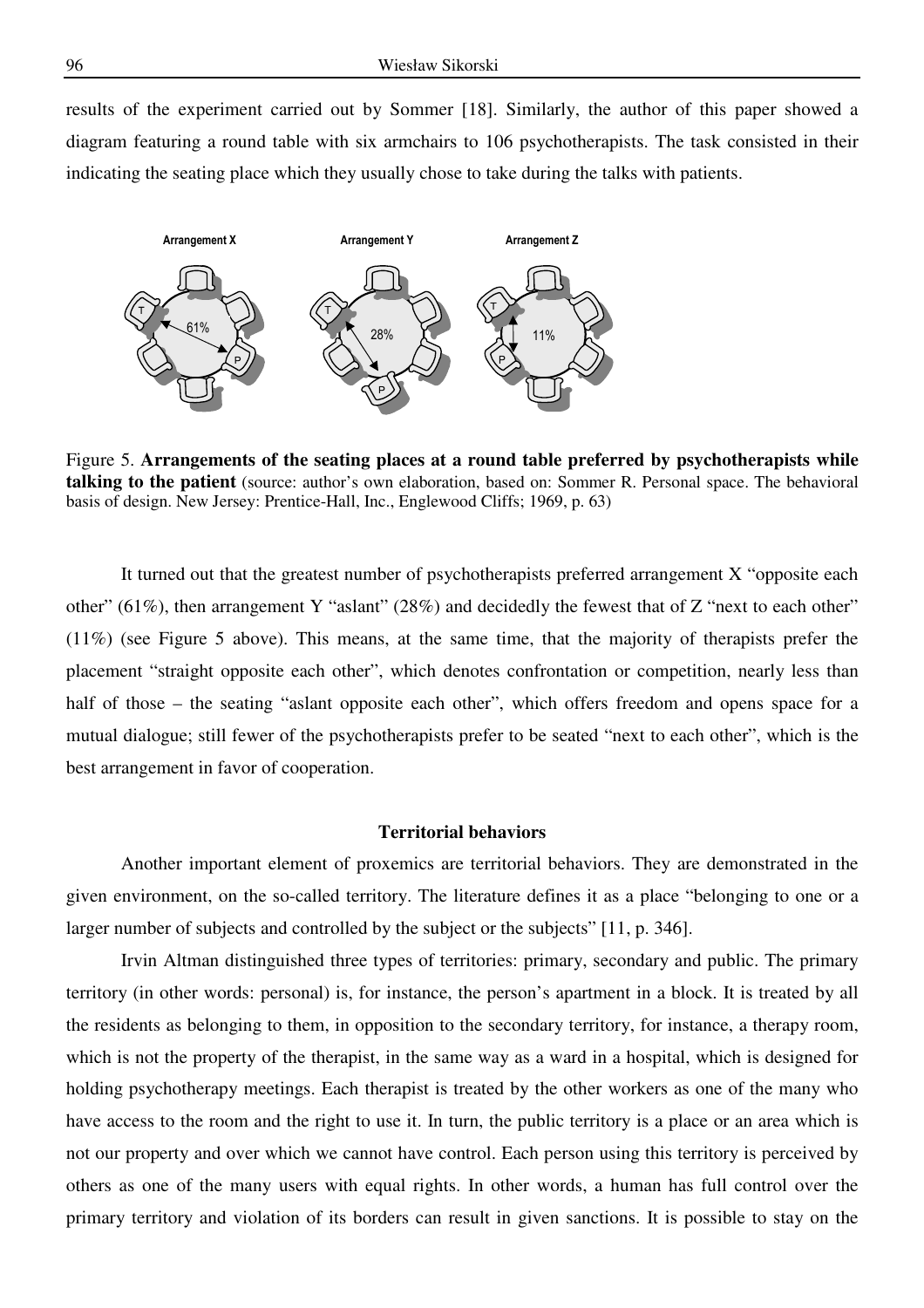results of the experiment carried out by Sommer [18]. Similarly, the author of this paper showed a diagram featuring a round table with six armchairs to 106 psychotherapists. The task consisted in their indicating the seating place which they usually chose to take during the talks with patients.

Figure 5. **Arrangements of the seating places at a round table preferred by psychotherapists while talking to the patient** (source: author's own elaboration, based on: Sommer R. Personal space. The behavioral basis of design. New Jersey: Prentice-Hall, Inc., Englewood Cliffs; 1969, p. 63)

It turned out that the greatest number of psychotherapists preferred arrangement X "opposite each other" (61%), then arrangement Y "aslant" (28%) and decidedly the fewest that of Z "next to each other" (11%) (see Figure 5 above). This means, at the same time, that the majority of therapists prefer the placement "straight opposite each other", which denotes confrontation or competition, nearly less than half of those – the seating "aslant opposite each other", which offers freedom and opens space for a mutual dialogue; still fewer of the psychotherapists prefer to be seated "next to each other", which is the best arrangement in favor of cooperation.

### Territorial behaviors

Another important element of proxemics are territorial behaviors. They are demonstrated in the given environment, on the so-called territory. The literature defines it as a place "belonging to one or a larger number of subjects and controlled by the subject or the subjects" [11, p. 346].

Irvin Altman distinguished three types of territories: primary, secondary and public. The primary territory (in other words: personal) is, for instance, the person's apartment in a block. It is treated by all the residents as belonging to them, in opposition to the secondary territory, for instance, a therapy room, which is not the property of the therapist, in the same way as a ward in a hospital, which is designed for holding psychotherapy meetings. Each therapist is treated by the other workers as one of the many who have access to the room and the right to use it. In turn, the public territory is a place or an area which is not our property and over which we cannot have control. Each person using this territory is perceived by others as one of the many users with equal rights. In other words, a human has full control over the primary territory and violation of its borders can result in given sanctions. It is possible to stay on the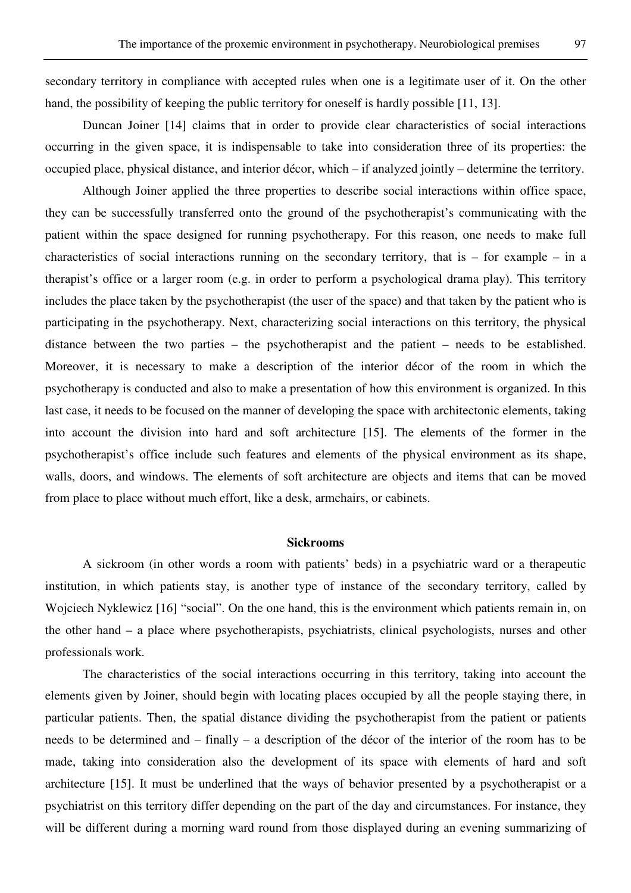secondary territory in compliance with accepted rules when one is a legitimate user of it. On the other hand, the possibility of keeping the public territory for oneself is hardly possible [11, 13].

Duncan Joiner [14] claims that in order to provide clear characteristics of social interactions occurring in the given space, it is indispensable to take into consideration three of its properties: the occupied place, physical distance, and interior décor, which – if analyzed jointly – determine the territory.

Although Joiner applied the three properties to describe social interactions within office space, they can be successfully transferred onto the ground of the psychotherapist's communicating with the patient within the space designed for running psychotherapy. For this reason, one needs to make full characteristics of social interactions running on the secondary territory, that is – for example – in a therapist's office or a larger room (e.g. in order to perform a psychological drama play). This territory includes the place taken by the psychotherapist (the user of the space) and that taken by the patient who is participating in the psychotherapy. Next, characterizing social interactions on this territory, the physical distance between the two parties – the psychotherapist and the patient – needs to be established. Moreover, it is necessary to make a description of the interior décor of the room in which the psychotherapy is conducted and also to make a presentation of how this environment is organized. In this last case, it needs to be focused on the manner of developing the space with architectonic elements, taking into account the division into hard and soft architecture [15]. The elements of the former in the psychotherapist's office include such features and elements of the physical environment as its shape, walls, doors, and windows. The elements of soft architecture are objects and items that can be moved from place to place without much effort, like a desk, armchairs, or cabinets.

## Sickrooms

A sickroom (in other words a room with patients' beds) in a psychiatric ward or a therapeutic institution, in which patients stay, is another type of instance of the secondary territory, called by Wojciech Nyklewicz [16] "social". On the one hand, this is the environment which patients remain in, on the other hand – a place where psychotherapists, psychiatrists, clinical psychologists, nurses and other professionals work.

The characteristics of the social interactions occurring in this territory, taking into account the elements given by Joiner, should begin with locating places occupied by all the people staying there, in particular patients. Then, the spatial distance dividing the psychotherapist from the patient or patients needs to be determined and – finally – a description of the décor of the interior of the room has to be made, taking into consideration also the development of its space with elements of hard and soft architecture [15]. It must be underlined that the ways of behavior presented by a psychotherapist or a psychiatrist on this territory differ depending on the part of the day and circumstances. For instance, they will be different during a morning ward round from those displayed during an evening summarizing of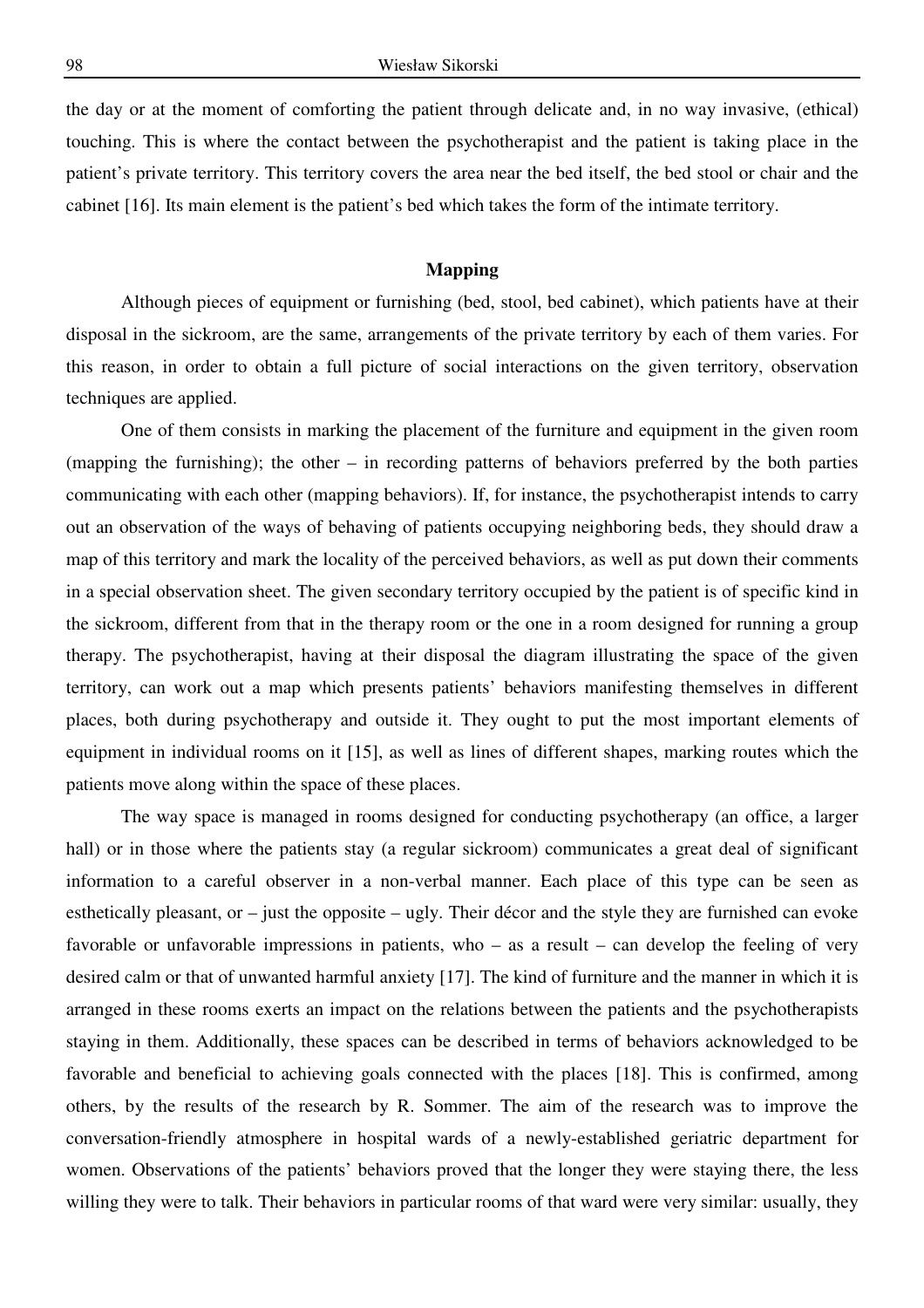the day or at the moment of comforting the patient through delicate and, in no way invasive, (ethical) touching. This is where the contact between the psychotherapist and the patient is taking place in the patient's private territory. This territory covers the area near the bed itself, the bed stool or chair and the cabinet [16]. Its main element is the patient's bed which takes the form of the intimate territory.

## Mapping

Although pieces of equipment or furnishing (bed, stool, bed cabinet), which patients have at their disposal in the sickroom, are the same, arrangements of the private territory by each of them varies. For this reason, in order to obtain a full picture of social interactions on the given territory, observation techniques are applied.

One of them consists in marking the placement of the furniture and equipment in the given room (mapping the furnishing); the other – in recording patterns of behaviors preferred by the both parties communicating with each other (mapping behaviors). If, for instance, the psychotherapist intends to carry out an observation of the ways of behaving of patients occupying neighboring beds, they should draw a map of this territory and mark the locality of the perceived behaviors, as well as put down their comments in a special observation sheet. The given secondary territory occupied by the patient is of specific kind in the sickroom, different from that in the therapy room or the one in a room designed for running a group therapy. The psychotherapist, having at their disposal the diagram illustrating the space of the given territory, can work out a map which presents patients' behaviors manifesting themselves in different places, both during psychotherapy and outside it. They ought to put the most important elements of equipment in individual rooms on it [15], as well as lines of different shapes, marking routes which the patients move along within the space of these places.

The way space is managed in rooms designed for conducting psychotherapy (an office, a larger hall) or in those where the patients stay (a regular sickroom) communicates a great deal of significant information to a careful observer in a non-verbal manner. Each place of this type can be seen as esthetically pleasant, or – just the opposite – ugly. Their décor and the style they are furnished can evoke favorable or unfavorable impressions in patients, who – as a result – can develop the feeling of very desired calm or that of unwanted harmful anxiety [17]. The kind of furniture and the manner in which it is arranged in these rooms exerts an impact on the relations between the patients and the psychotherapists staying in them. Additionally, these spaces can be described in terms of behaviors acknowledged to be favorable and beneficial to achieving goals connected with the places [18]. This is confirmed, among others, by the results of the research by R. Sommer. The aim of the research was to improve the conversation-friendly atmosphere in hospital wards of a newly-established geriatric department for women. Observations of the patients' behaviors proved that the longer they were staying there, the less willing they were to talk. Their behaviors in particular rooms of that ward were very similar: usually, they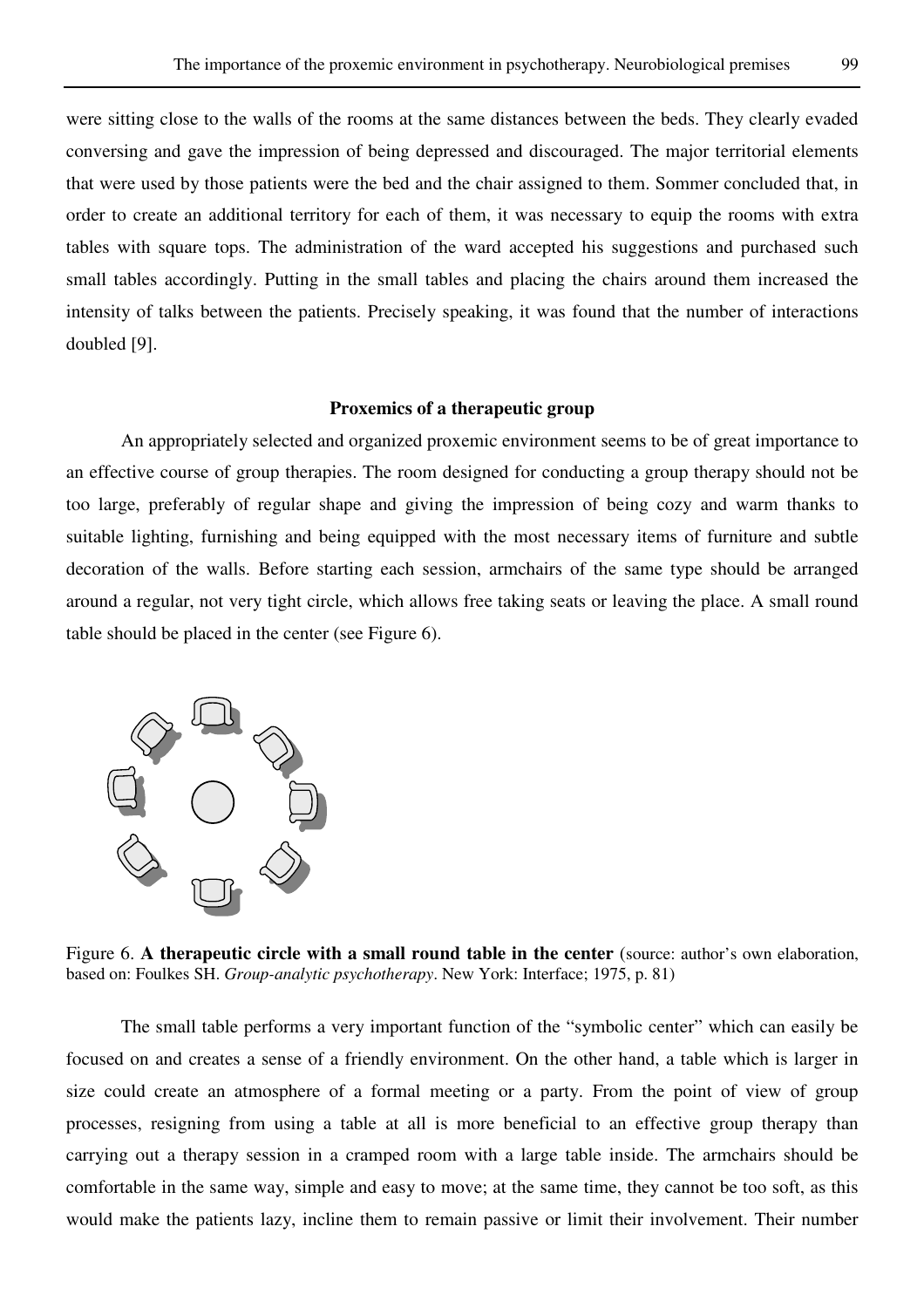were sitting close to the walls of the rooms at the same distances between the beds. They clearly evaded conversing and gave the impression of being depressed and discouraged. The major territorial elements that were used by those patients were the bed and the chair assigned to them. Sommer concluded that, in order to create an additional territory for each of them, it was necessary to equip the rooms with extra tables with square tops. The administration of the ward accepted his suggestions and purchased such small tables accordingly. Putting in the small tables and placing the chairs around them increased the intensity of talks between the patients. Precisely speaking, it was found that the number of interactions doubled [9].

### Proxemics of a therapeutic group

An appropriately selected and organized proxemic environment seems to be of great importance to an effective course of group therapies. The room designed for conducting a group therapy should not be too large, preferably of regular shape and giving the impression of being cozy and warm thanks to suitable lighting, furnishing and being equipped with the most necessary items of furniture and subtle decoration of the walls. Before starting each session, armchairs of the same type should be arranged around a regular, not very tight circle, which allows free taking seats or leaving the place. A small round table should be placed in the center (see Figure 6).

Figure 6. **A therapeutic circle with a small round table in the center** (source: author's own elaboration, based on: Foulkes SH. *Group-analytic psychotherapy*. New York: Interface; 1975, p. 81)

The small table performs a very important function of the "symbolic center" which can easily be focused on and creates a sense of a friendly environment. On the other hand, a table which is larger in size could create an atmosphere of a formal meeting or a party. From the point of view of group processes, resigning from using a table at all is more beneficial to an effective group therapy than carrying out a therapy session in a cramped room with a large table inside. The armchairs should be comfortable in the same way, simple and easy to move; at the same time, they cannot be too soft, as this would make the patients lazy, incline them to remain passive or limit their involvement. Their number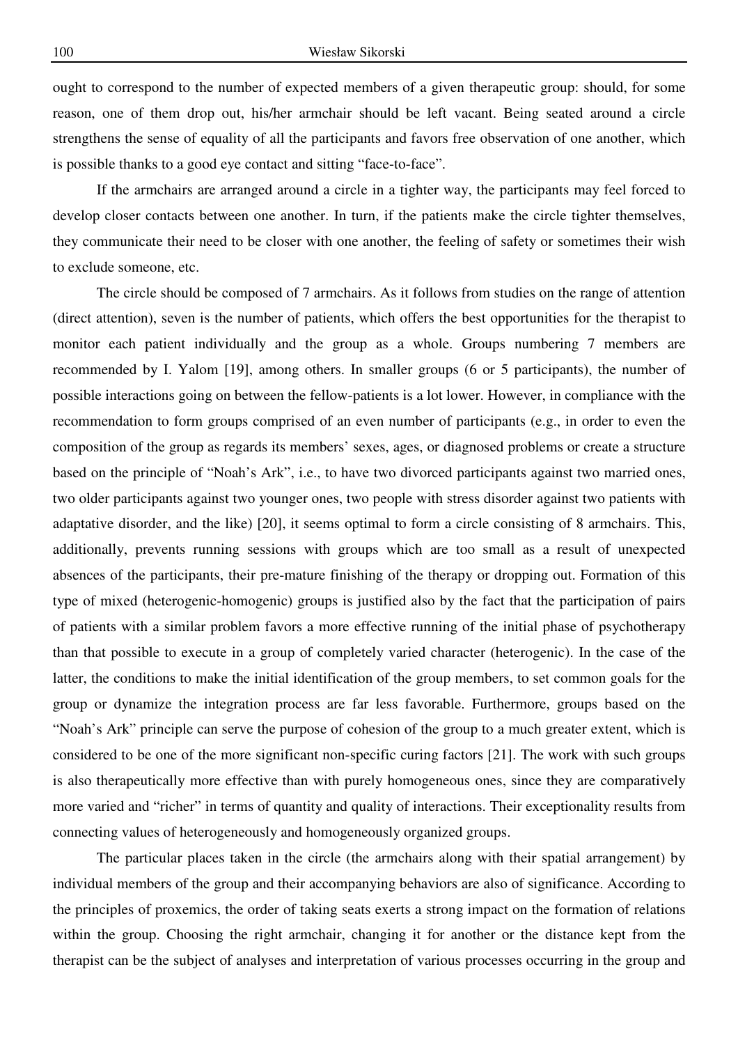ought to correspond to the number of expected members of a given therapeutic group: should, for some reason, one of them drop out, his/her armchair should be left vacant. Being seated around a circle strengthens the sense of equality of all the participants and favors free observation of one another, which is possible thanks to a good eye contact and sitting "face-to-face".

If the armchairs are arranged around a circle in a tighter way, the participants may feel forced to develop closer contacts between one another. In turn, if the patients make the circle tighter themselves, they communicate their need to be closer with one another, the feeling of safety or sometimes their wish to exclude someone, etc.

The circle should be composed of 7 armchairs. As it follows from studies on the range of attention (direct attention), seven is the number of patients, which offers the best opportunities for the therapist to monitor each patient individually and the group as a whole. Groups numbering 7 members are recommended by I. Yalom [19], among others. In smaller groups (6 or 5 participants), the number of possible interactions going on between the fellow-patients is a lot lower. However, in compliance with the recommendation to form groups comprised of an even number of participants (e.g., in order to even the composition of the group as regards its members' sexes, ages, or diagnosed problems or create a structure based on the principle of "Noah's Ark", i.e., to have two divorced participants against two married ones, two older participants against two younger ones, two people with stress disorder against two patients with adaptative disorder, and the like) [20], it seems optimal to form a circle consisting of 8 armchairs. This, additionally, prevents running sessions with groups which are too small as a result of unexpected absences of the participants, their pre-mature finishing of the therapy or dropping out. Formation of this type of mixed (heterogenic-homogenic) groups is justified also by the fact that the participation of pairs of patients with a similar problem favors a more effective running of the initial phase of psychotherapy than that possible to execute in a group of completely varied character (heterogenic). In the case of the latter, the conditions to make the initial identification of the group members, to set common goals for the group or dynamize the integration process are far less favorable. Furthermore, groups based on the "Noah's Ark" principle can serve the purpose of cohesion of the group to a much greater extent, which is considered to be one of the more significant non-specific curing factors [21]. The work with such groups is also therapeutically more effective than with purely homogeneous ones, since they are comparatively more varied and "richer" in terms of quantity and quality of interactions. Their exceptionality results from connecting values of heterogeneously and homogeneously organized groups.

The particular places taken in the circle (the armchairs along with their spatial arrangement) by individual members of the group and their accompanying behaviors are also of significance. According to the principles of proxemics, the order of taking seats exerts a strong impact on the formation of relations within the group. Choosing the right armchair, changing it for another or the distance kept from the therapist can be the subject of analyses and interpretation of various processes occurring in the group and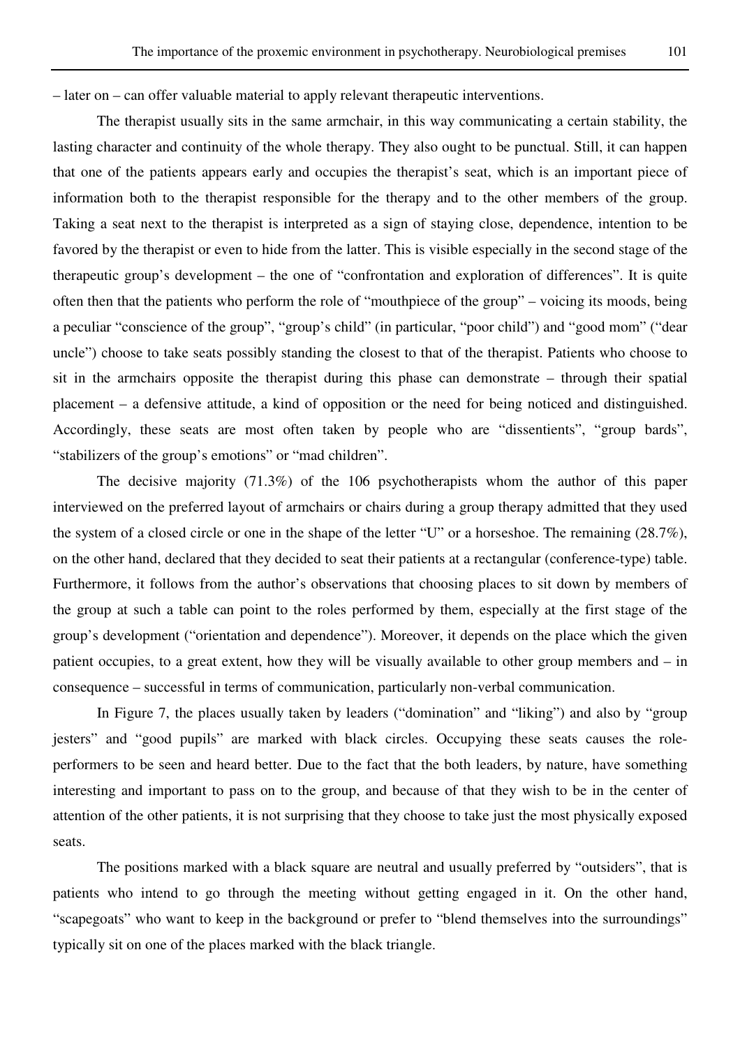– later on – can offer valuable material to apply relevant therapeutic interventions.

The therapist usually sits in the same armchair, in this way communicating a certain stability, the lasting character and continuity of the whole therapy. They also ought to be punctual. Still, it can happen that one of the patients appears early and occupies the therapist's seat, which is an important piece of information both to the therapist responsible for the therapy and to the other members of the group. Taking a seat next to the therapist is interpreted as a sign of staying close, dependence, intention to be favored by the therapist or even to hide from the latter. This is visible especially in the second stage of the therapeutic group's development – the one of "confrontation and exploration of differences". It is quite often then that the patients who perform the role of "mouthpiece of the group" – voicing its moods, being a peculiar "conscience of the group", "group's child" (in particular, "poor child") and "good mom" ("dear uncle") choose to take seats possibly standing the closest to that of the therapist. Patients who choose to sit in the armchairs opposite the therapist during this phase can demonstrate – through their spatial placement – a defensive attitude, a kind of opposition or the need for being noticed and distinguished. Accordingly, these seats are most often taken by people who are "dissentients", "group bards", "stabilizers of the group's emotions" or "mad children".

The decisive majority (71.3%) of the 106 psychotherapists whom the author of this paper interviewed on the preferred layout of armchairs or chairs during a group therapy admitted that they used the system of a closed circle or one in the shape of the letter "U" or a horseshoe. The remaining (28.7%), on the other hand, declared that they decided to seat their patients at a rectangular (conference-type) table. Furthermore, it follows from the author's observations that choosing places to sit down by members of the group at such a table can point to the roles performed by them, especially at the first stage of the group's development ("orientation and dependence"). Moreover, it depends on the place which the given patient occupies, to a great extent, how they will be visually available to other group members and – in consequence – successful in terms of communication, particularly non-verbal communication.

In Figure 7, the places usually taken by leaders ("domination" and "liking") and also by "group jesters" and "good pupils" are marked with black circles. Occupying these seats causes the role-performers to be seen and heard better. Due to the fact that the both leaders, by nature, have something interesting and important to pass on to the group, and because of that they wish to be in the center of attention of the other patients, it is not surprising that they choose to take just the most physically exposed seats.

The positions marked with a black square are neutral and usually preferred by "outsiders", that is patients who intend to go through the meeting without getting engaged in it. On the other hand, "scapegoats" who want to keep in the background or prefer to "blend themselves into the surroundings" typically sit on one of the places marked with the black triangle.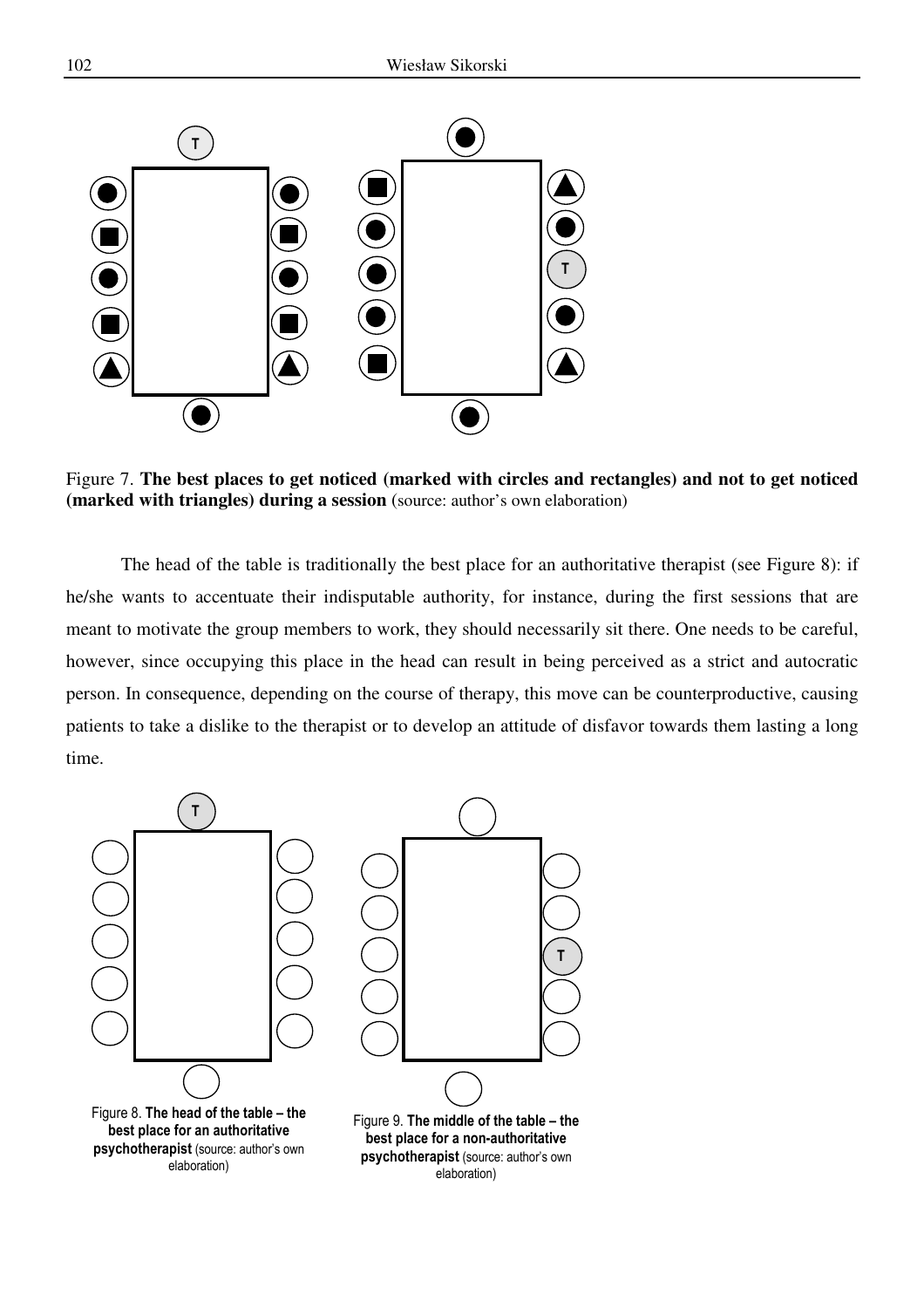Figure 7. **The best places to get noticed (marked with circles and rectangles) and not to get noticed (marked with triangles) during a session** (source: author's own elaboration)

The head of the table is traditionally the best place for an authoritative therapist (see Figure 8): if he/she wants to accentuate their indisputable authority, for instance, during the first sessions that are meant to motivate the group members to work, they should necessarily sit there. One needs to be careful, however, since occupying this place in the head can result in being perceived as a strict and autocratic person. In consequence, depending on the course of therapy, this move can be counterproductive, causing patients to take a dislike to the therapist or to develop an attitude of disfavor towards them lasting a long time.

Figure 8. **The head of the table – the best place for an authoritative psychotherapist** (source: author's own elaboration)

Figure 9. **The middle of the table – the best place for a non-authoritative psychotherapist** (source: author's own elaboration)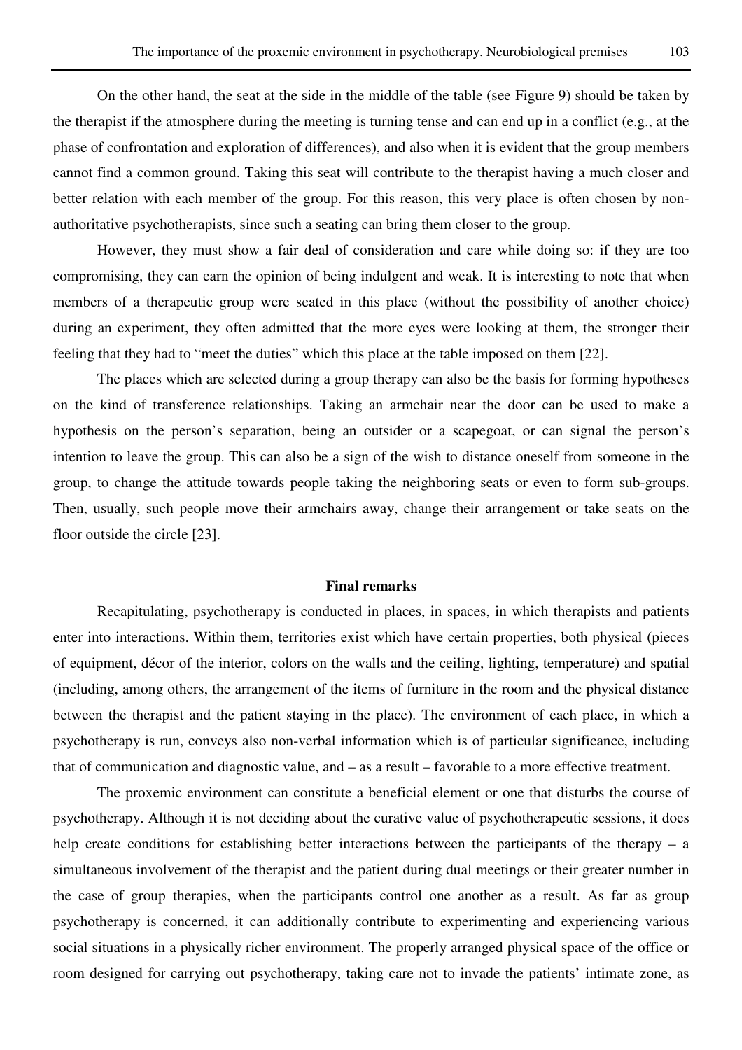On the other hand, the seat at the side in the middle of the table (see Figure 9) should be taken by the therapist if the atmosphere during the meeting is turning tense and can end up in a conflict (e.g., at the phase of confrontation and exploration of differences), and also when it is evident that the group members cannot find a common ground. Taking this seat will contribute to the therapist having a much closer and better relation with each member of the group. For this reason, this very place is often chosen by non-authoritative psychotherapists, since such a seating can bring them closer to the group.

However, they must show a fair deal of consideration and care while doing so: if they are too compromising, they can earn the opinion of being indulgent and weak. It is interesting to note that when members of a therapeutic group were seated in this place (without the possibility of another choice) during an experiment, they often admitted that the more eyes were looking at them, the stronger their feeling that they had to "meet the duties" which this place at the table imposed on them [22].

The places which are selected during a group therapy can also be the basis for forming hypotheses on the kind of transference relationships. Taking an armchair near the door can be used to make a hypothesis on the person's separation, being an outsider or a scapegoat, or can signal the person's intention to leave the group. This can also be a sign of the wish to distance oneself from someone in the group, to change the attitude towards people taking the neighboring seats or even to form sub-groups. Then, usually, such people move their armchairs away, change their arrangement or take seats on the floor outside the circle [23].

## Final remarks

Recapitulating, psychotherapy is conducted in places, in spaces, in which therapists and patients enter into interactions. Within them, territories exist which have certain properties, both physical (pieces of equipment, décor of the interior, colors on the walls and the ceiling, lighting, temperature) and spatial (including, among others, the arrangement of the items of furniture in the room and the physical distance between the therapist and the patient staying in the place). The environment of each place, in which a psychotherapy is run, conveys also non-verbal information which is of particular significance, including that of communication and diagnostic value, and – as a result – favorable to a more effective treatment.

The proxemic environment can constitute a beneficial element or one that disturbs the course of psychotherapy. Although it is not deciding about the curative value of psychotherapeutic sessions, it does help create conditions for establishing better interactions between the participants of the therapy – a simultaneous involvement of the therapist and the patient during dual meetings or their greater number in the case of group therapies, when the participants control one another as a result. As far as group psychotherapy is concerned, it can additionally contribute to experimenting and experiencing various social situations in a physically richer environment. The properly arranged physical space of the office or room designed for carrying out psychotherapy, taking care not to invade the patients' intimate zone, as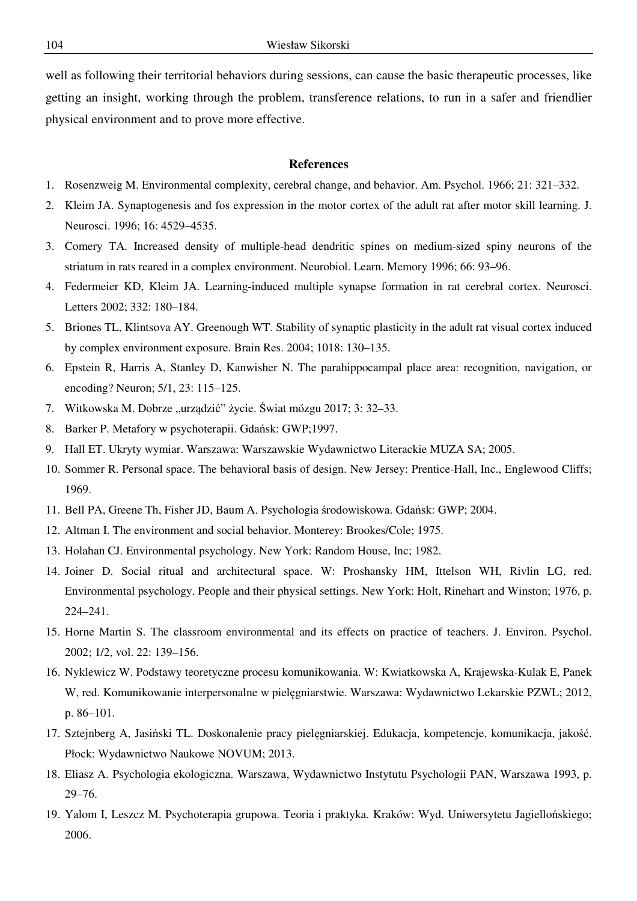well as following their territorial behaviors during sessions, can cause the basic therapeutic processes, like getting an insight, working through the problem, transference relations, to run in a safer and friendlier physical environment and to prove more effective.

## References

1. Rosenzweig M. Environmental complexity, cerebral change, and behavior. Am. Psychol. 1966; 21: 321–332.
2. Kleim JA. Synaptogenesis and fos expression in the motor cortex of the adult rat after motor skill learning. J. Neurosci. 1996; 16: 4529–4535.
3. Comery TA. Increased density of multiple-head dendritic spines on medium-sized spiny neurons of the striatum in rats reared in a complex environment. Neurobiol. Learn. Memory 1996; 66: 93–96.
4. Federmeier KD, Kleim JA. Learning-induced multiple synapse formation in rat cerebral cortex. Neurosci. Letters 2002; 332: 180–184.
5. Briones TL, Klintsova AY. Greenough WT. Stability of synaptic plasticity in the adult rat visual cortex induced by complex environment exposure. Brain Res. 2004; 1018: 130–135.
6. Epstein R, Harris A, Stanley D, Kanwisher N. The parahippocampal place area: recognition, navigation, or encoding? Neuron; 5/1, 23: 115–125.
7. Witkowska M. Dobrze „urządzić" życie. Świat mózgu 2017; 3: 32–33.
8. Barker P. Metafory w psychoterapii. Gdańsk: GWP;1997.
9. Hall ET. Ukryty wymiar. Warszawa: Warszawskie Wydawnictwo Literackie MUZA SA; 2005.
10. Sommer R. Personal space. The behavioral basis of design. New Jersey: Prentice-Hall, Inc., Englewood Cliffs; 1969.
11. Bell PA, Greene Th, Fisher JD, Baum A. Psychologia środowiskowa. Gdańsk: GWP; 2004.
12. Altman I. The environment and social behavior. Monterey: Brookes/Cole; 1975.
13. Holahan CJ. Environmental psychology. New York: Random House, Inc; 1982.
14. Joiner D. Social ritual and architectural space. W: Proshansky HM, Ittelson WH, Rivlin LG, red. Environmental psychology. People and their physical settings. New York: Holt, Rinehart and Winston; 1976, p. 224–241.
15. Horne Martin S. The classroom environmental and its effects on practice of teachers. J. Environ. Psychol. 2002; 1/2, vol. 22: 139–156.
16. Nyklewicz W. Podstawy teoretyczne procesu komunikowania. W: Kwiatkowska A, Krajewska-Kulak E, Panek W, red. Komunikowanie interpersonalne w pielęgniarstwie. Warszawa: Wydawnictwo Lekarskie PZWL; 2012, p. 86–101.
17. Sztejnberg A, Jasiński TL. Doskonalenie pracy pielęgniarskiej. Edukacja, kompetencje, komunikacja, jakość. Płock: Wydawnictwo Naukowe NOVUM; 2013.
18. Eliasz A. Psychologia ekologiczna. Warszawa, Wydawnictwo Instytutu Psychologii PAN, Warszawa 1993, p. 29–76.
19. Yalom I, Leszcz M. Psychoterapia grupowa. Teoria i praktyka. Kraków: Wyd. Uniwersytetu Jagiellońskiego; 2006.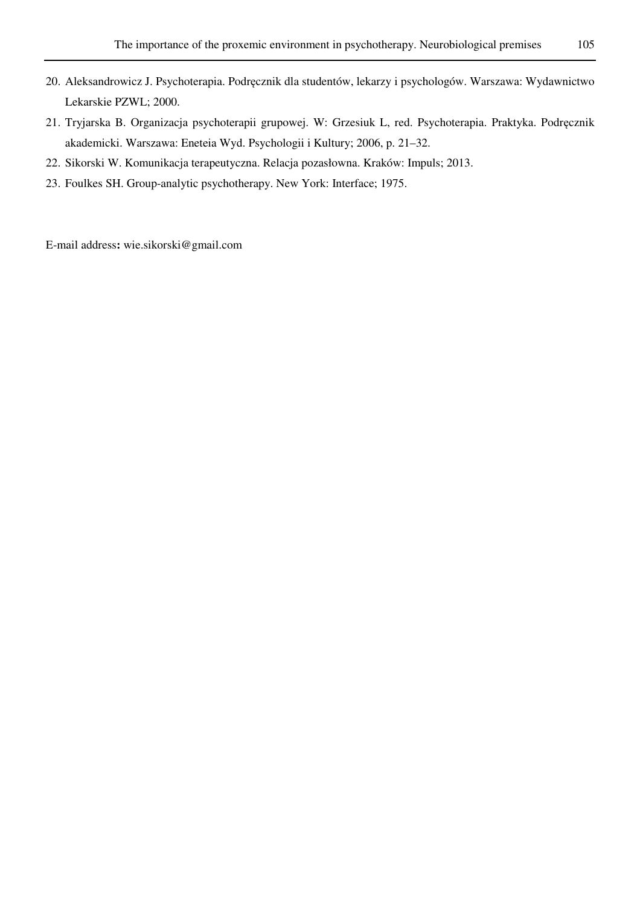20. Aleksandrowicz J. Psychoterapia. Podręcznik dla studentów, lekarzy i psychologów. Warszawa: Wydawnictwo Lekarskie PZWL; 2000.
21. Tryjarska B. Organizacja psychoterapii grupowej. W: Grzesiuk L, red. Psychoterapia. Praktyka. Podręcznik akademicki. Warszawa: Eneteia Wyd. Psychologii i Kultury; 2006, p. 21–32.
22. Sikorski W. Komunikacja terapeutyczna. Relacja pozasłowna. Kraków: Impuls; 2013.
23. Foulkes SH. Group-analytic psychotherapy. New York: Interface; 1975.

E-mail address**:** wie.sikorski@gmail.com